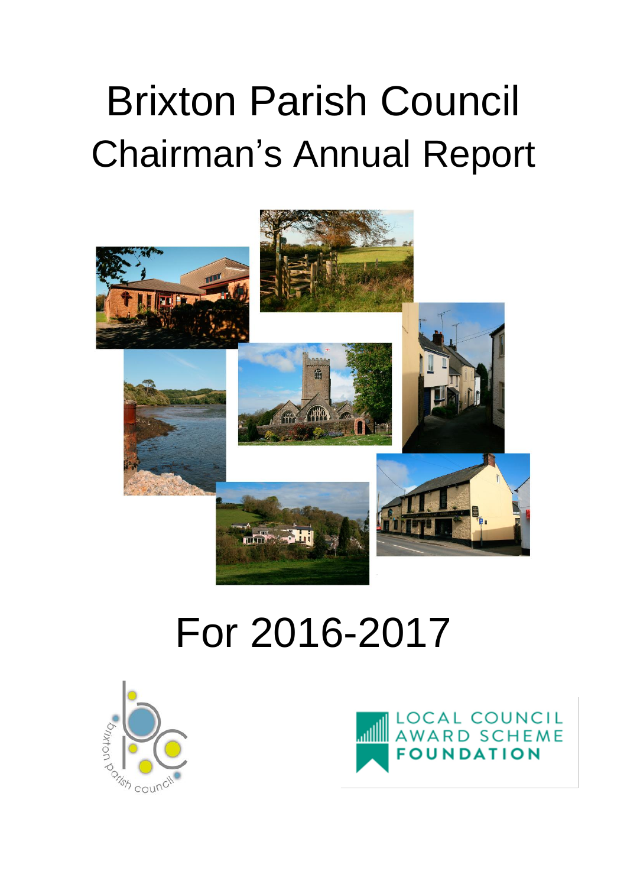# Brixton Parish Council

## Chairman's Annual Report

## For 2016-2017

brixton parish council

LOCAL COUNCIL AWARD SCHEME FOUNDATION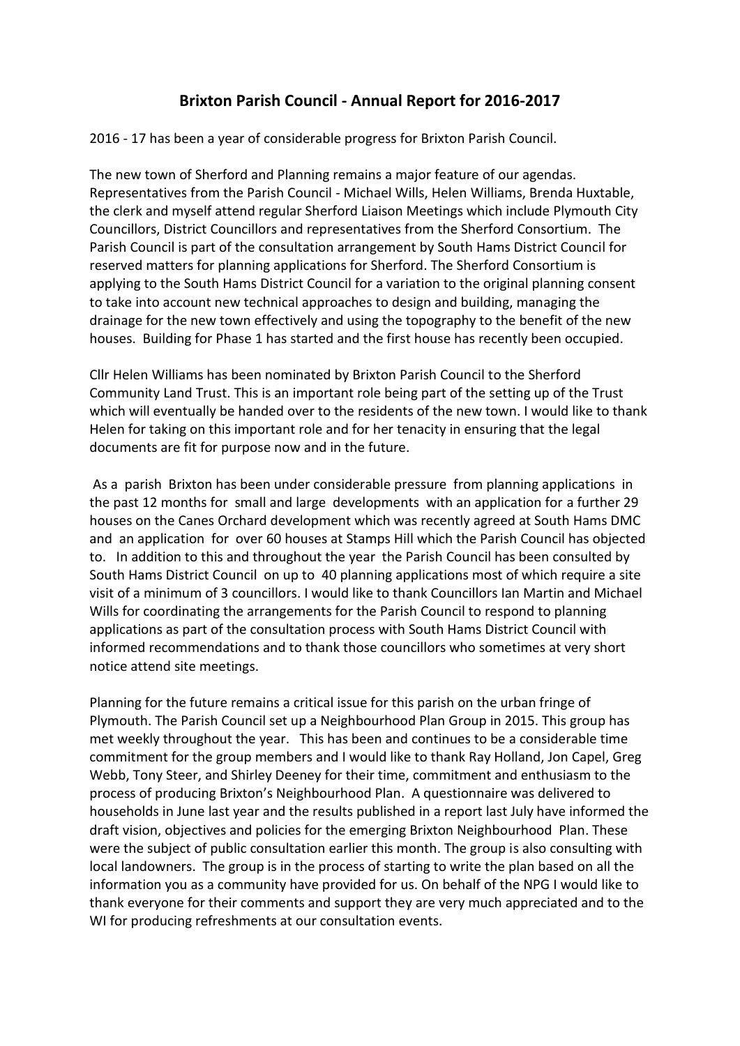# Brixton Parish Council - Annual Report for 2016-2017

2016 - 17 has been a year of considerable progress for Brixton Parish Council.

The new town of Sherford and Planning remains a major feature of our agendas. Representatives from the Parish Council - Michael Wills, Helen Williams, Brenda Huxtable, the clerk and myself attend regular Sherford Liaison Meetings which include Plymouth City Councillors, District Councillors and representatives from the Sherford Consortium. The Parish Council is part of the consultation arrangement by South Hams District Council for reserved matters for planning applications for Sherford. The Sherford Consortium is applying to the South Hams District Council for a variation to the original planning consent to take into account new technical approaches to design and building, managing the drainage for the new town effectively and using the topography to the benefit of the new houses. Building for Phase 1 has started and the first house has recently been occupied.

Cllr Helen Williams has been nominated by Brixton Parish Council to the Sherford Community Land Trust. This is an important role being part of the setting up of the Trust which will eventually be handed over to the residents of the new town. I would like to thank Helen for taking on this important role and for her tenacity in ensuring that the legal documents are fit for purpose now and in the future.

As a parish Brixton has been under considerable pressure from planning applications in the past 12 months for small and large developments with an application for a further 29 houses on the Canes Orchard development which was recently agreed at South Hams DMC and an application for over 60 houses at Stamps Hill which the Parish Council has objected to. In addition to this and throughout the year the Parish Council has been consulted by South Hams District Council on up to 40 planning applications most of which require a site visit of a minimum of 3 councillors. I would like to thank Councillors Ian Martin and Michael Wills for coordinating the arrangements for the Parish Council to respond to planning applications as part of the consultation process with South Hams District Council with informed recommendations and to thank those councillors who sometimes at very short notice attend site meetings.

Planning for the future remains a critical issue for this parish on the urban fringe of Plymouth. The Parish Council set up a Neighbourhood Plan Group in 2015. This group has met weekly throughout the year. This has been and continues to be a considerable time commitment for the group members and I would like to thank Ray Holland, Jon Capel, Greg Webb, Tony Steer, and Shirley Deeney for their time, commitment and enthusiasm to the process of producing Brixton's Neighbourhood Plan. A questionnaire was delivered to households in June last year and the results published in a report last July have informed the draft vision, objectives and policies for the emerging Brixton Neighbourhood Plan. These were the subject of public consultation earlier this month. The group is also consulting with local landowners. The group is in the process of starting to write the plan based on all the information you as a community have provided for us. On behalf of the NPG I would like to thank everyone for their comments and support they are very much appreciated and to the WI for producing refreshments at our consultation events.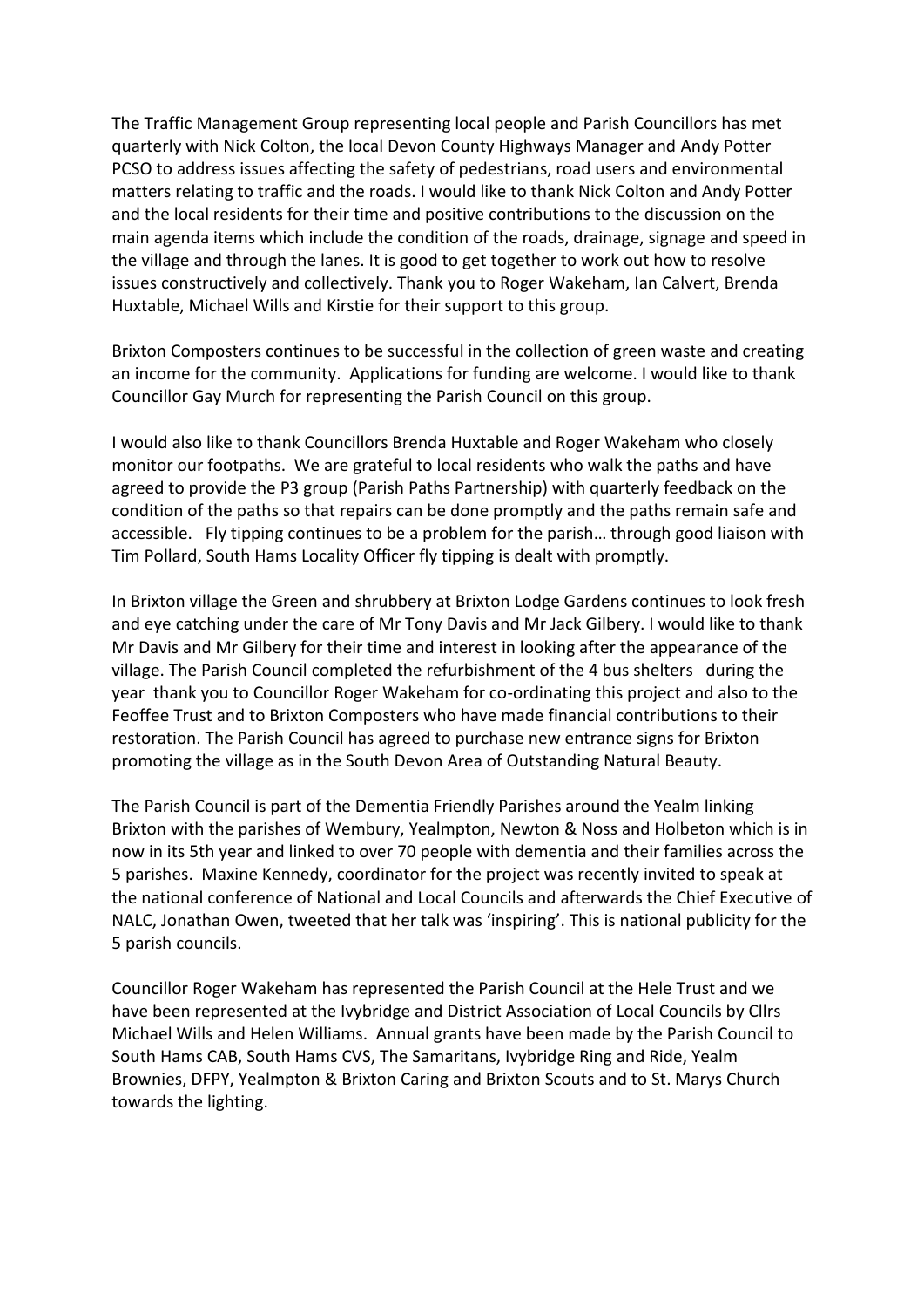The Traffic Management Group representing local people and Parish Councillors has met quarterly with Nick Colton, the local Devon County Highways Manager and Andy Potter PCSO to address issues affecting the safety of pedestrians, road users and environmental matters relating to traffic and the roads. I would like to thank Nick Colton and Andy Potter and the local residents for their time and positive contributions to the discussion on the main agenda items which include the condition of the roads, drainage, signage and speed in the village and through the lanes. It is good to get together to work out how to resolve issues constructively and collectively. Thank you to Roger Wakeham, Ian Calvert, Brenda Huxtable, Michael Wills and Kirstie for their support to this group.

Brixton Composters continues to be successful in the collection of green waste and creating an income for the community. Applications for funding are welcome. I would like to thank Councillor Gay Murch for representing the Parish Council on this group.

I would also like to thank Councillors Brenda Huxtable and Roger Wakeham who closely monitor our footpaths. We are grateful to local residents who walk the paths and have agreed to provide the P3 group (Parish Paths Partnership) with quarterly feedback on the condition of the paths so that repairs can be done promptly and the paths remain safe and accessible. Fly tipping continues to be a problem for the parish… through good liaison with Tim Pollard, South Hams Locality Officer fly tipping is dealt with promptly.

In Brixton village the Green and shrubbery at Brixton Lodge Gardens continues to look fresh and eye catching under the care of Mr Tony Davis and Mr Jack Gilbery. I would like to thank Mr Davis and Mr Gilbery for their time and interest in looking after the appearance of the village. The Parish Council completed the refurbishment of the 4 bus shelters during the year thank you to Councillor Roger Wakeham for co-ordinating this project and also to the Feoffee Trust and to Brixton Composters who have made financial contributions to their restoration. The Parish Council has agreed to purchase new entrance signs for Brixton promoting the village as in the South Devon Area of Outstanding Natural Beauty.

The Parish Council is part of the Dementia Friendly Parishes around the Yealm linking Brixton with the parishes of Wembury, Yealmpton, Newton & Noss and Holbeton which is in now in its 5th year and linked to over 70 people with dementia and their families across the 5 parishes. Maxine Kennedy, coordinator for the project was recently invited to speak at the national conference of National and Local Councils and afterwards the Chief Executive of NALC, Jonathan Owen, tweeted that her talk was 'inspiring'. This is national publicity for the 5 parish councils.

Councillor Roger Wakeham has represented the Parish Council at the Hele Trust and we have been represented at the Ivybridge and District Association of Local Councils by Cllrs Michael Wills and Helen Williams. Annual grants have been made by the Parish Council to South Hams CAB, South Hams CVS, The Samaritans, Ivybridge Ring and Ride, Yealm Brownies, DFPY, Yealmpton & Brixton Caring and Brixton Scouts and to St. Marys Church towards the lighting.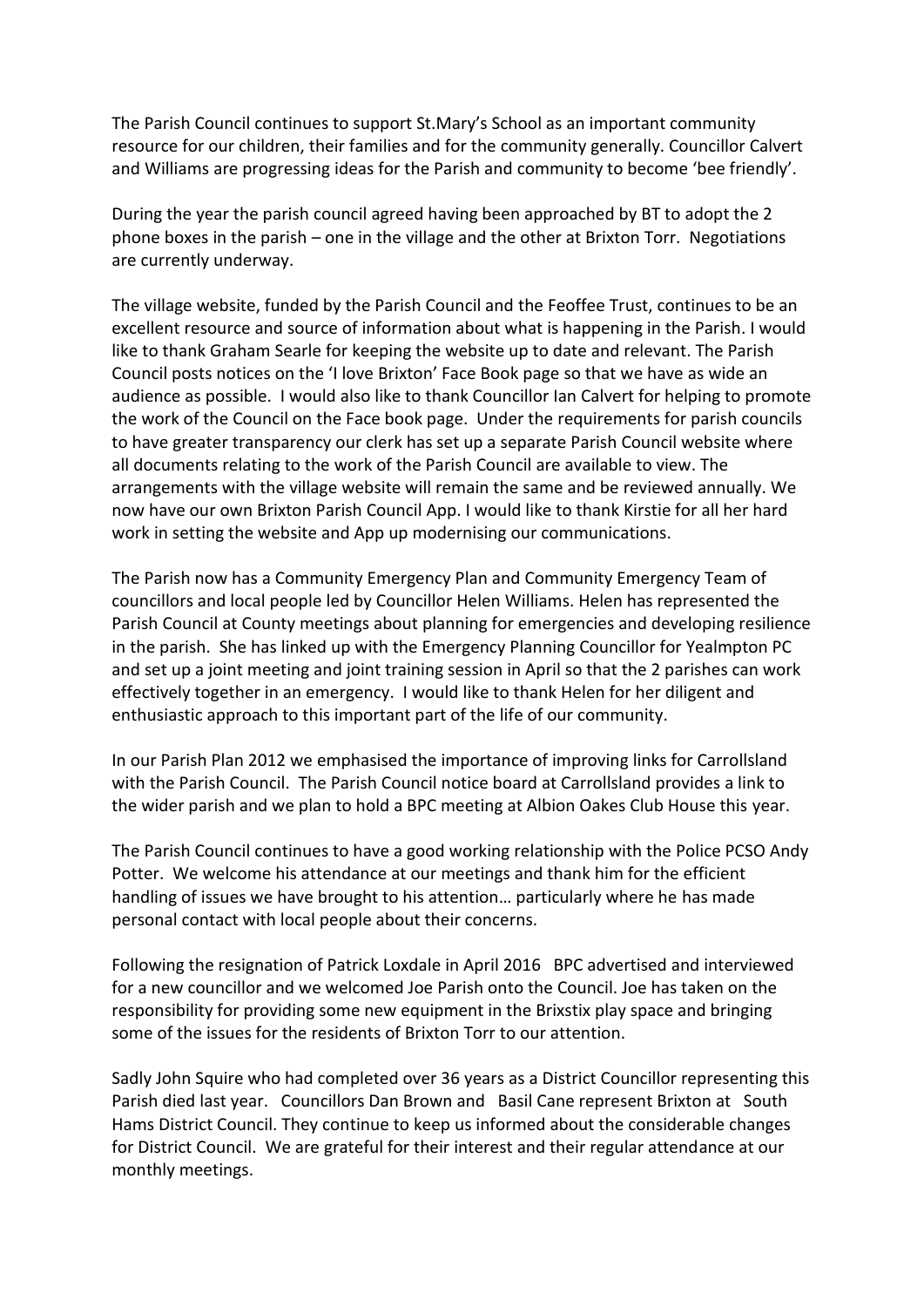The Parish Council continues to support St.Mary's School as an important community resource for our children, their families and for the community generally. Councillor Calvert and Williams are progressing ideas for the Parish and community to become 'bee friendly'.

During the year the parish council agreed having been approached by BT to adopt the 2 phone boxes in the parish – one in the village and the other at Brixton Torr. Negotiations are currently underway.

The village website, funded by the Parish Council and the Feoffee Trust, continues to be an excellent resource and source of information about what is happening in the Parish. I would like to thank Graham Searle for keeping the website up to date and relevant. The Parish Council posts notices on the 'I love Brixton' Face Book page so that we have as wide an audience as possible. I would also like to thank Councillor Ian Calvert for helping to promote the work of the Council on the Face book page. Under the requirements for parish councils to have greater transparency our clerk has set up a separate Parish Council website where all documents relating to the work of the Parish Council are available to view. The arrangements with the village website will remain the same and be reviewed annually. We now have our own Brixton Parish Council App. I would like to thank Kirstie for all her hard work in setting the website and App up modernising our communications.

The Parish now has a Community Emergency Plan and Community Emergency Team of councillors and local people led by Councillor Helen Williams. Helen has represented the Parish Council at County meetings about planning for emergencies and developing resilience in the parish. She has linked up with the Emergency Planning Councillor for Yealmpton PC and set up a joint meeting and joint training session in April so that the 2 parishes can work effectively together in an emergency. I would like to thank Helen for her diligent and enthusiastic approach to this important part of the life of our community.

In our Parish Plan 2012 we emphasised the importance of improving links for Carrollsland with the Parish Council. The Parish Council notice board at Carrollsland provides a link to the wider parish and we plan to hold a BPC meeting at Albion Oakes Club House this year.

The Parish Council continues to have a good working relationship with the Police PCSO Andy Potter. We welcome his attendance at our meetings and thank him for the efficient handling of issues we have brought to his attention… particularly where he has made personal contact with local people about their concerns.

Following the resignation of Patrick Loxdale in April 2016 BPC advertised and interviewed for a new councillor and we welcomed Joe Parish onto the Council. Joe has taken on the responsibility for providing some new equipment in the Brixstix play space and bringing some of the issues for the residents of Brixton Torr to our attention.

Sadly John Squire who had completed over 36 years as a District Councillor representing this Parish died last year. Councillors Dan Brown and Basil Cane represent Brixton at South Hams District Council. They continue to keep us informed about the considerable changes for District Council. We are grateful for their interest and their regular attendance at our monthly meetings.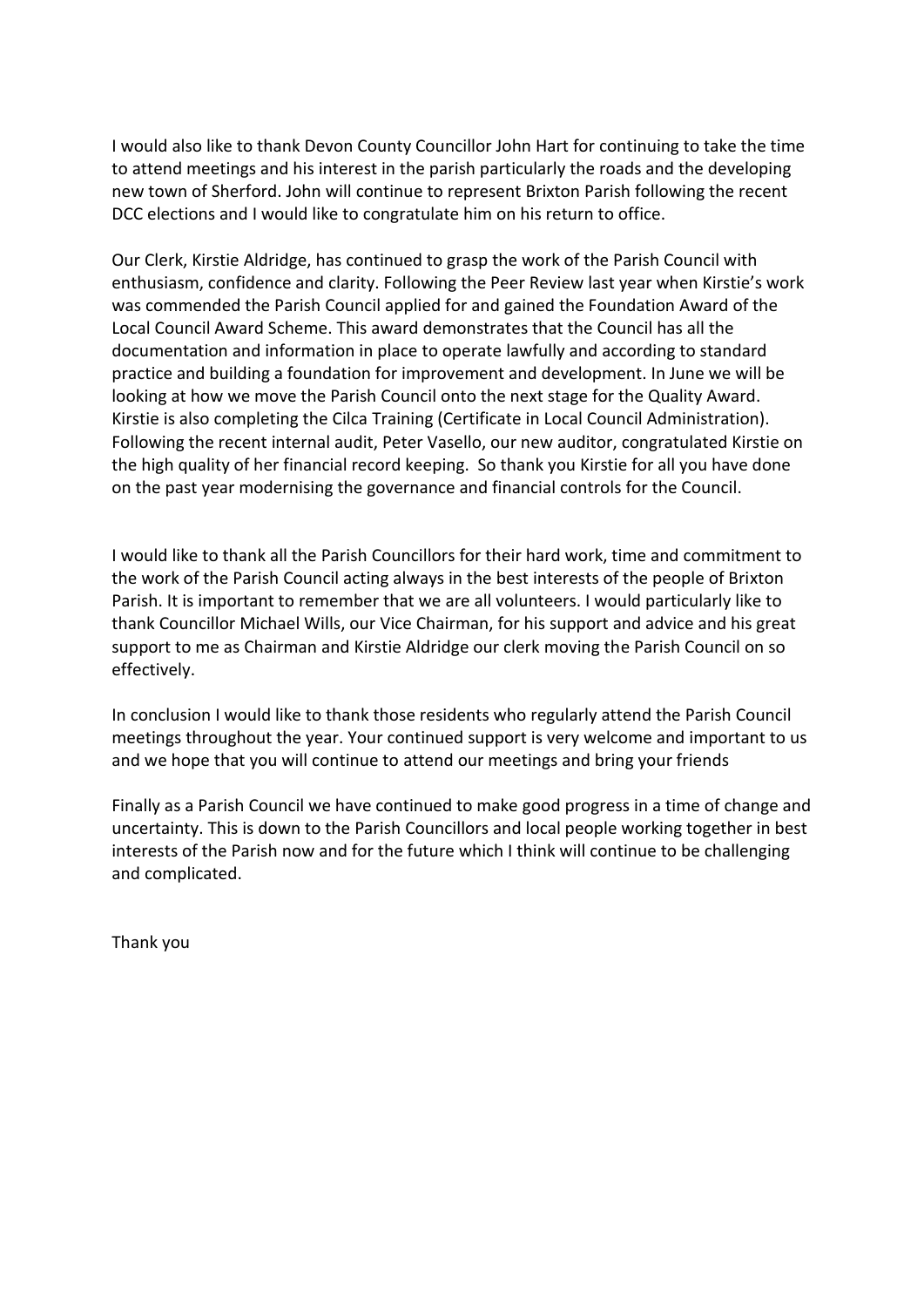I would also like to thank Devon County Councillor John Hart for continuing to take the time to attend meetings and his interest in the parish particularly the roads and the developing new town of Sherford. John will continue to represent Brixton Parish following the recent DCC elections and I would like to congratulate him on his return to office.

Our Clerk, Kirstie Aldridge, has continued to grasp the work of the Parish Council with enthusiasm, confidence and clarity. Following the Peer Review last year when Kirstie's work was commended the Parish Council applied for and gained the Foundation Award of the Local Council Award Scheme. This award demonstrates that the Council has all the documentation and information in place to operate lawfully and according to standard practice and building a foundation for improvement and development. In June we will be looking at how we move the Parish Council onto the next stage for the Quality Award. Kirstie is also completing the Cilca Training (Certificate in Local Council Administration). Following the recent internal audit, Peter Vasello, our new auditor, congratulated Kirstie on the high quality of her financial record keeping. So thank you Kirstie for all you have done on the past year modernising the governance and financial controls for the Council.

I would like to thank all the Parish Councillors for their hard work, time and commitment to the work of the Parish Council acting always in the best interests of the people of Brixton Parish. It is important to remember that we are all volunteers. I would particularly like to thank Councillor Michael Wills, our Vice Chairman, for his support and advice and his great support to me as Chairman and Kirstie Aldridge our clerk moving the Parish Council on so effectively.

In conclusion I would like to thank those residents who regularly attend the Parish Council meetings throughout the year. Your continued support is very welcome and important to us and we hope that you will continue to attend our meetings and bring your friends

Finally as a Parish Council we have continued to make good progress in a time of change and uncertainty. This is down to the Parish Councillors and local people working together in best interests of the Parish now and for the future which I think will continue to be challenging and complicated.

Thank you